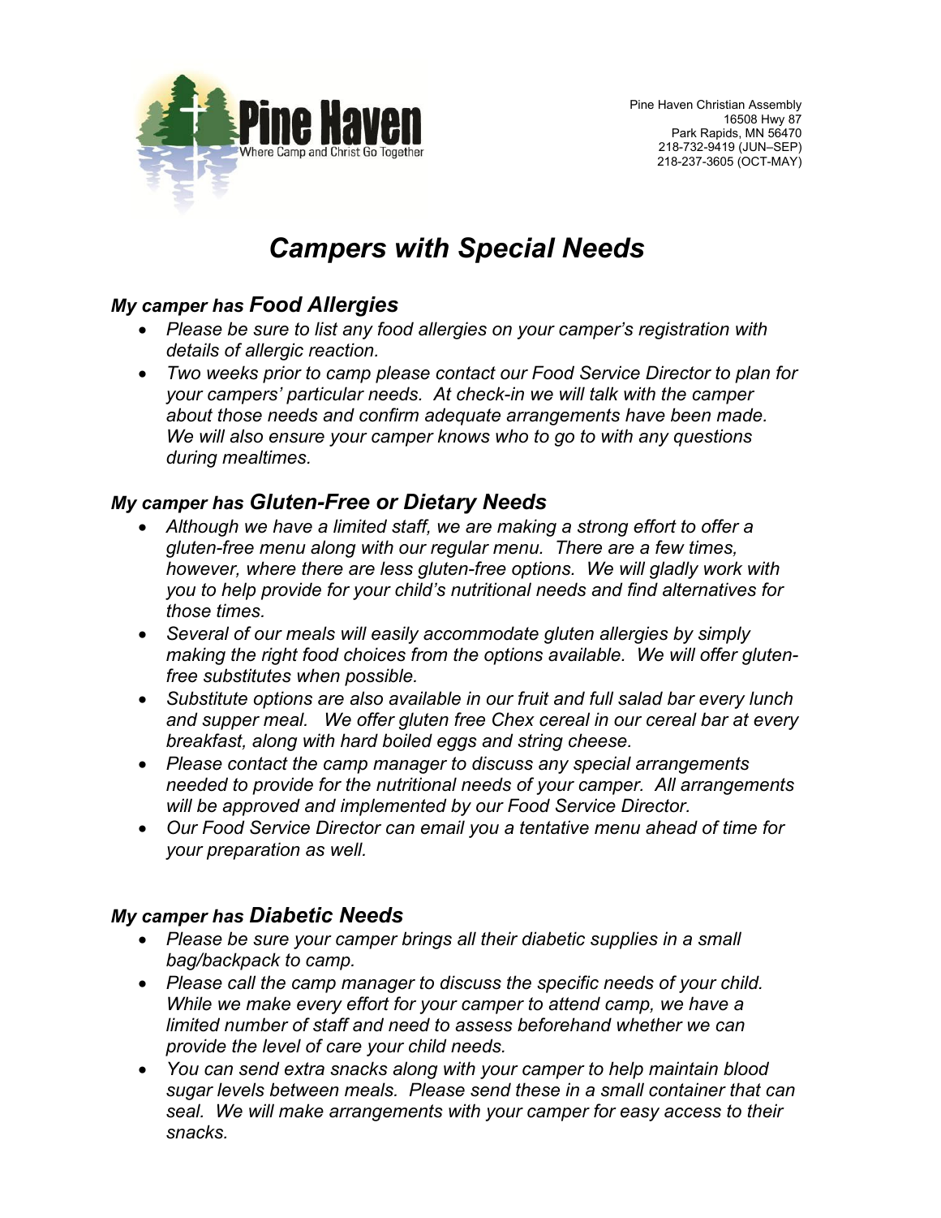Pine Haven
Where Camp and Christ Go Together

Pine Haven Christian Assembly
16508 Hwy 87
Park Rapids, MN 56470
218-732-9419 (JUN–SEP)
218-237-3605 (OCT-MAY)

# *Campers with Special Needs*

## *My camper has Food Allergies*

- *Please be sure to list any food allergies on your camper's registration with details of allergic reaction.*
- *Two weeks prior to camp please contact our Food Service Director to plan for your campers' particular needs. At check-in we will talk with the camper about those needs and confirm adequate arrangements have been made. We will also ensure your camper knows who to go to with any questions during mealtimes.*

## *My camper has Gluten-Free or Dietary Needs*

- *Although we have a limited staff, we are making a strong effort to offer a gluten-free menu along with our regular menu. There are a few times, however, where there are less gluten-free options. We will gladly work with you to help provide for your child's nutritional needs and find alternatives for those times.*
- *Several of our meals will easily accommodate gluten allergies by simply making the right food choices from the options available. We will offer gluten-free substitutes when possible.*
- *Substitute options are also available in our fruit and full salad bar every lunch and supper meal. We offer gluten free Chex cereal in our cereal bar at every breakfast, along with hard boiled eggs and string cheese.*
- *Please contact the camp manager to discuss any special arrangements needed to provide for the nutritional needs of your camper. All arrangements will be approved and implemented by our Food Service Director.*
- *Our Food Service Director can email you a tentative menu ahead of time for your preparation as well.*

## *My camper has Diabetic Needs*

- *Please be sure your camper brings all their diabetic supplies in a small bag/backpack to camp.*
- *Please call the camp manager to discuss the specific needs of your child. While we make every effort for your camper to attend camp, we have a limited number of staff and need to assess beforehand whether we can provide the level of care your child needs.*
- *You can send extra snacks along with your camper to help maintain blood sugar levels between meals. Please send these in a small container that can seal. We will make arrangements with your camper for easy access to their snacks.*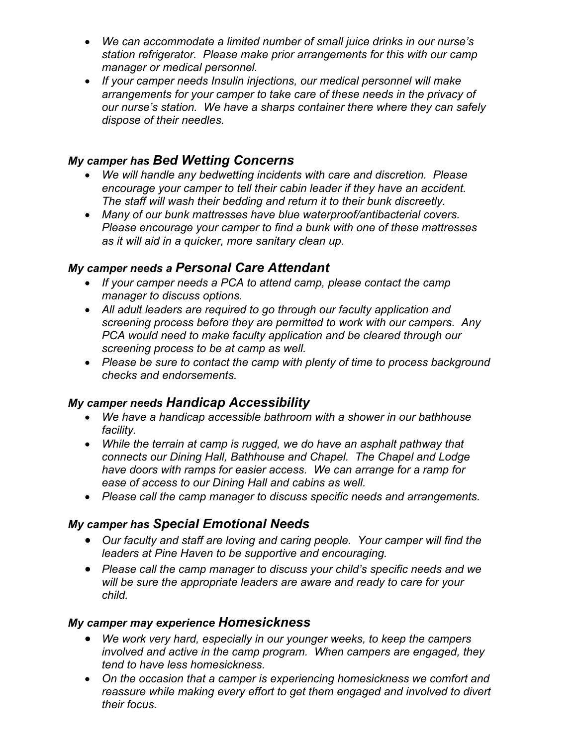- *We can accommodate a limited number of small juice drinks in our nurse's station refrigerator. Please make prior arrangements for this with our camp manager or medical personnel.*
- *If your camper needs Insulin injections, our medical personnel will make arrangements for your camper to take care of these needs in the privacy of our nurse's station. We have a sharps container there where they can safely dispose of their needles.*

### *My camper has Bed Wetting Concerns*

- *We will handle any bedwetting incidents with care and discretion. Please encourage your camper to tell their cabin leader if they have an accident. The staff will wash their bedding and return it to their bunk discreetly.*
- *Many of our bunk mattresses have blue waterproof/antibacterial covers. Please encourage your camper to find a bunk with one of these mattresses as it will aid in a quicker, more sanitary clean up.*

### *My camper needs a Personal Care Attendant*

- *If your camper needs a PCA to attend camp, please contact the camp manager to discuss options.*
- *All adult leaders are required to go through our faculty application and screening process before they are permitted to work with our campers. Any PCA would need to make faculty application and be cleared through our screening process to be at camp as well.*
- *Please be sure to contact the camp with plenty of time to process background checks and endorsements.*

### *My camper needs Handicap Accessibility*

- *We have a handicap accessible bathroom with a shower in our bathhouse facility.*
- *While the terrain at camp is rugged, we do have an asphalt pathway that connects our Dining Hall, Bathhouse and Chapel. The Chapel and Lodge have doors with ramps for easier access. We can arrange for a ramp for ease of access to our Dining Hall and cabins as well.*
- *Please call the camp manager to discuss specific needs and arrangements.*

### *My camper has Special Emotional Needs*

- *Our faculty and staff are loving and caring people. Your camper will find the leaders at Pine Haven to be supportive and encouraging.*
- *Please call the camp manager to discuss your child's specific needs and we will be sure the appropriate leaders are aware and ready to care for your child.*

### *My camper may experience Homesickness*

- *We work very hard, especially in our younger weeks, to keep the campers involved and active in the camp program. When campers are engaged, they tend to have less homesickness.*
- *On the occasion that a camper is experiencing homesickness we comfort and reassure while making every effort to get them engaged and involved to divert their focus.*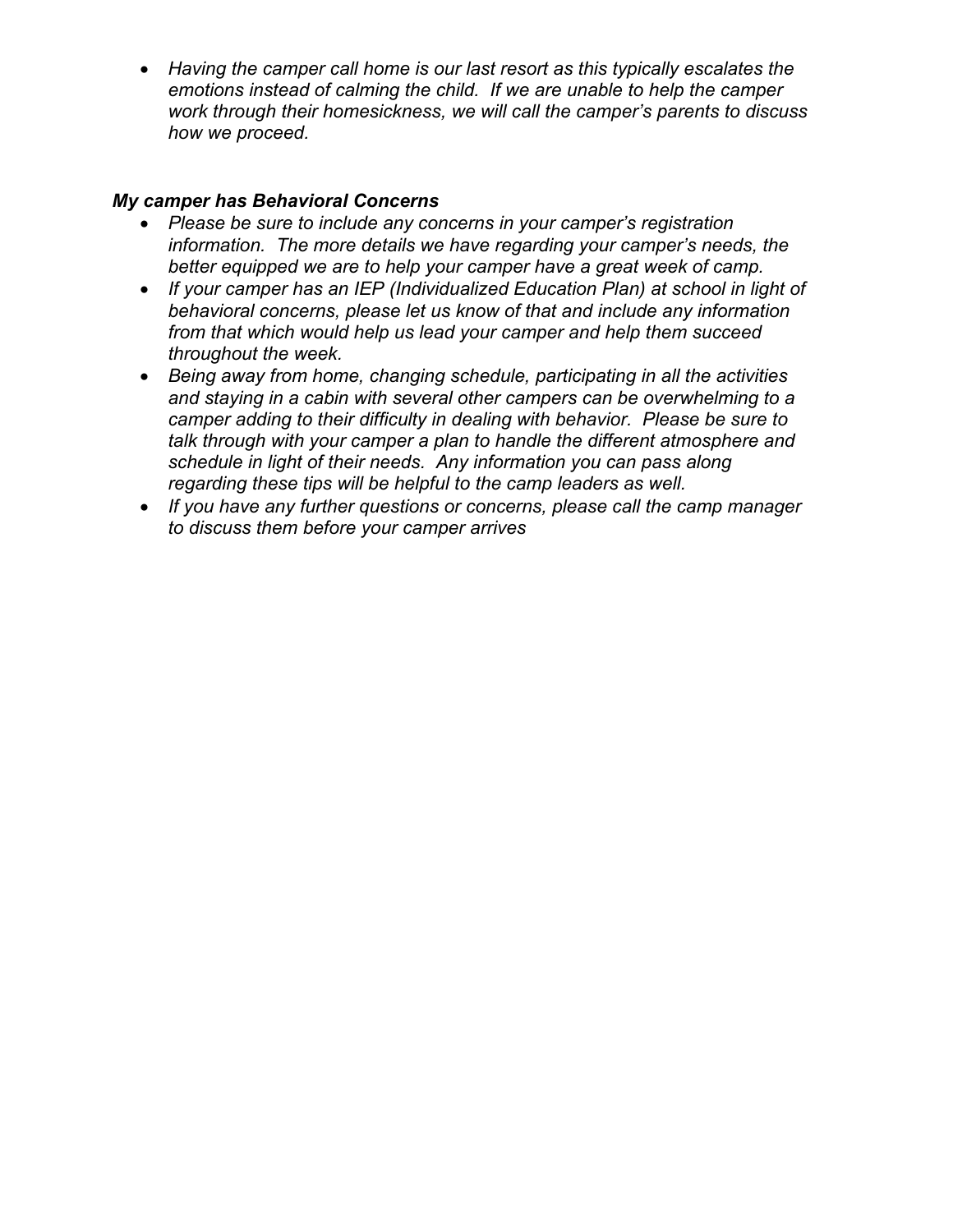- *Having the camper call home is our last resort as this typically escalates the emotions instead of calming the child. If we are unable to help the camper work through their homesickness, we will call the camper's parents to discuss how we proceed.*

***My camper has Behavioral Concerns***

- *Please be sure to include any concerns in your camper's registration information. The more details we have regarding your camper's needs, the better equipped we are to help your camper have a great week of camp.*
- *If your camper has an IEP (Individualized Education Plan) at school in light of behavioral concerns, please let us know of that and include any information from that which would help us lead your camper and help them succeed throughout the week.*
- *Being away from home, changing schedule, participating in all the activities and staying in a cabin with several other campers can be overwhelming to a camper adding to their difficulty in dealing with behavior. Please be sure to talk through with your camper a plan to handle the different atmosphere and schedule in light of their needs. Any information you can pass along regarding these tips will be helpful to the camp leaders as well.*
- *If you have any further questions or concerns, please call the camp manager to discuss them before your camper arrives*